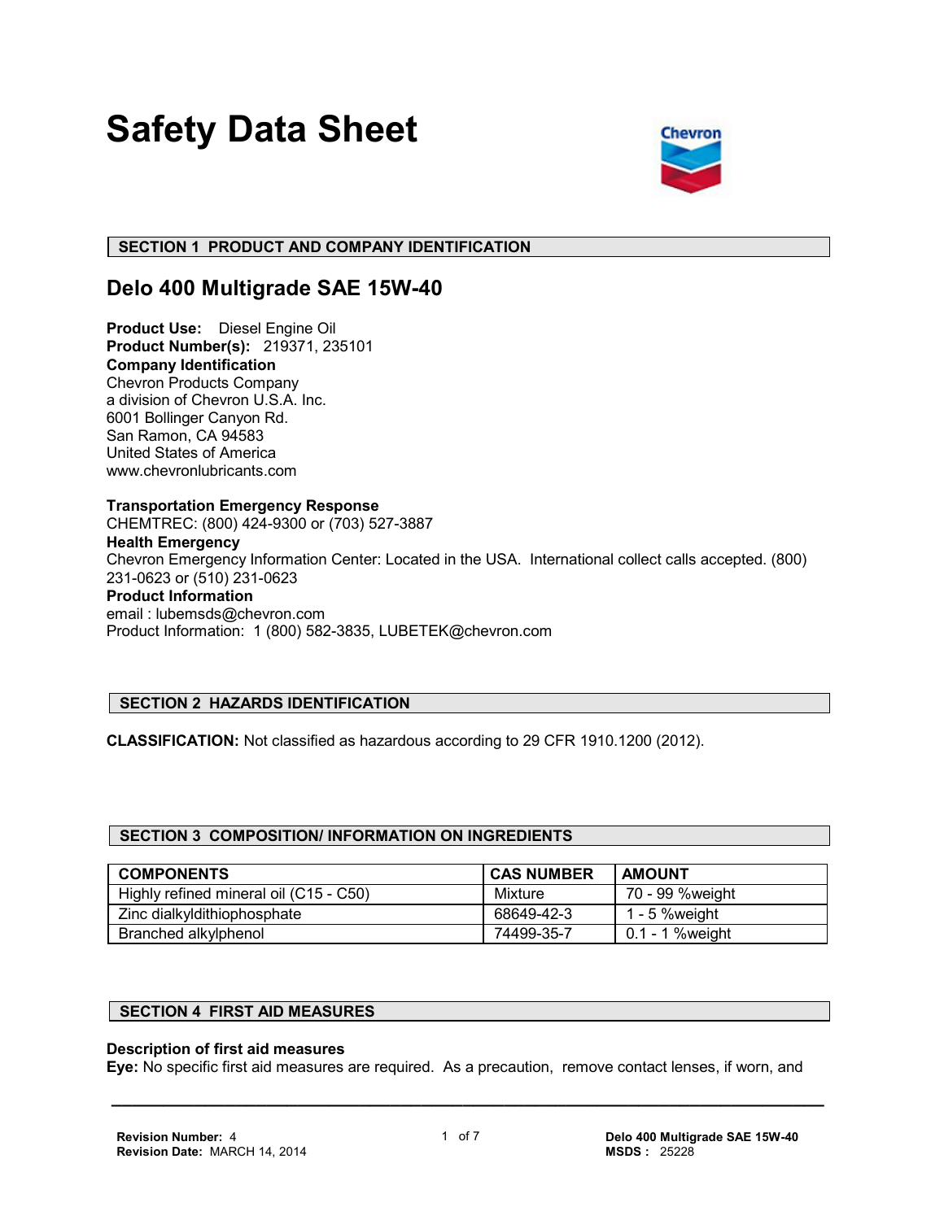# Safety Data Sheet

## SECTION 1 PRODUCT AND COMPANY IDENTIFICATION

## Delo 400 Multigrade SAE 15W-40

**Product Use:** Diesel Engine Oil
**Product Number(s):** 219371, 235101
**Company Identification**
Chevron Products Company
a division of Chevron U.S.A. Inc.
6001 Bollinger Canyon Rd.
San Ramon, CA 94583
United States of America
www.chevronlubricants.com

**Transportation Emergency Response**
CHEMTREC: (800) 424-9300 or (703) 527-3887
**Health Emergency**
Chevron Emergency Information Center: Located in the USA. International collect calls accepted. (800) 231-0623 or (510) 231-0623
**Product Information**
email : lubemsds@chevron.com
Product Information: 1 (800) 582-3835, LUBETEK@chevron.com

## SECTION 2 HAZARDS IDENTIFICATION

**CLASSIFICATION:** Not classified as hazardous according to 29 CFR 1910.1200 (2012).

## SECTION 3 COMPOSITION/ INFORMATION ON INGREDIENTS

| COMPONENTS | CAS NUMBER | AMOUNT |
|---|---|---|
| Highly refined mineral oil (C15 - C50) | Mixture | 70 - 99 %weight |
| Zinc dialkyldithiophosphate | 68649-42-3 | 1 - 5 %weight |
| Branched alkylphenol | 74499-35-7 | 0.1 - 1 %weight |

## SECTION 4 FIRST AID MEASURES

**Description of first aid measures**
**Eye:** No specific first aid measures are required. As a precaution, remove contact lenses, if worn, and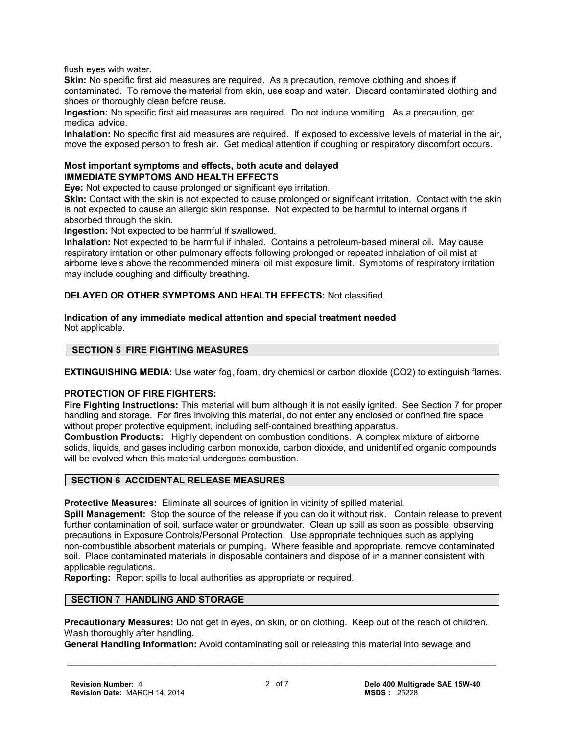flush eyes with water.

**Skin:** No specific first aid measures are required. As a precaution, remove clothing and shoes if contaminated. To remove the material from skin, use soap and water. Discard contaminated clothing and shoes or thoroughly clean before reuse.

**Ingestion:** No specific first aid measures are required. Do not induce vomiting. As a precaution, get medical advice.

**Inhalation:** No specific first aid measures are required. If exposed to excessive levels of material in the air, move the exposed person to fresh air. Get medical attention if coughing or respiratory discomfort occurs.

**Most important symptoms and effects, both acute and delayed**
**IMMEDIATE SYMPTOMS AND HEALTH EFFECTS**

**Eye:** Not expected to cause prolonged or significant eye irritation.

**Skin:** Contact with the skin is not expected to cause prolonged or significant irritation. Contact with the skin is not expected to cause an allergic skin response. Not expected to be harmful to internal organs if absorbed through the skin.

**Ingestion:** Not expected to be harmful if swallowed.

**Inhalation:** Not expected to be harmful if inhaled. Contains a petroleum-based mineral oil. May cause respiratory irritation or other pulmonary effects following prolonged or repeated inhalation of oil mist at airborne levels above the recommended mineral oil mist exposure limit. Symptoms of respiratory irritation may include coughing and difficulty breathing.

**DELAYED OR OTHER SYMPTOMS AND HEALTH EFFECTS:** Not classified.

**Indication of any immediate medical attention and special treatment needed**
Not applicable.

## SECTION 5 FIRE FIGHTING MEASURES

**EXTINGUISHING MEDIA:** Use water fog, foam, dry chemical or carbon dioxide ($CO_2$) to extinguish flames.

**PROTECTION OF FIRE FIGHTERS:**

**Fire Fighting Instructions:** This material will burn although it is not easily ignited. See Section 7 for proper handling and storage. For fires involving this material, do not enter any enclosed or confined fire space without proper protective equipment, including self-contained breathing apparatus.

**Combustion Products:** Highly dependent on combustion conditions. A complex mixture of airborne solids, liquids, and gases including carbon monoxide, carbon dioxide, and unidentified organic compounds will be evolved when this material undergoes combustion.

## SECTION 6 ACCIDENTAL RELEASE MEASURES

**Protective Measures:** Eliminate all sources of ignition in vicinity of spilled material.

**Spill Management:** Stop the source of the release if you can do it without risk. Contain release to prevent further contamination of soil, surface water or groundwater. Clean up spill as soon as possible, observing precautions in Exposure Controls/Personal Protection. Use appropriate techniques such as applying non-combustible absorbent materials or pumping. Where feasible and appropriate, remove contaminated soil. Place contaminated materials in disposable containers and dispose of in a manner consistent with applicable regulations.

**Reporting:** Report spills to local authorities as appropriate or required.

## SECTION 7 HANDLING AND STORAGE

**Precautionary Measures:** Do not get in eyes, on skin, or on clothing. Keep out of the reach of children. Wash thoroughly after handling.

**General Handling Information:** Avoid contaminating soil or releasing this material into sewage and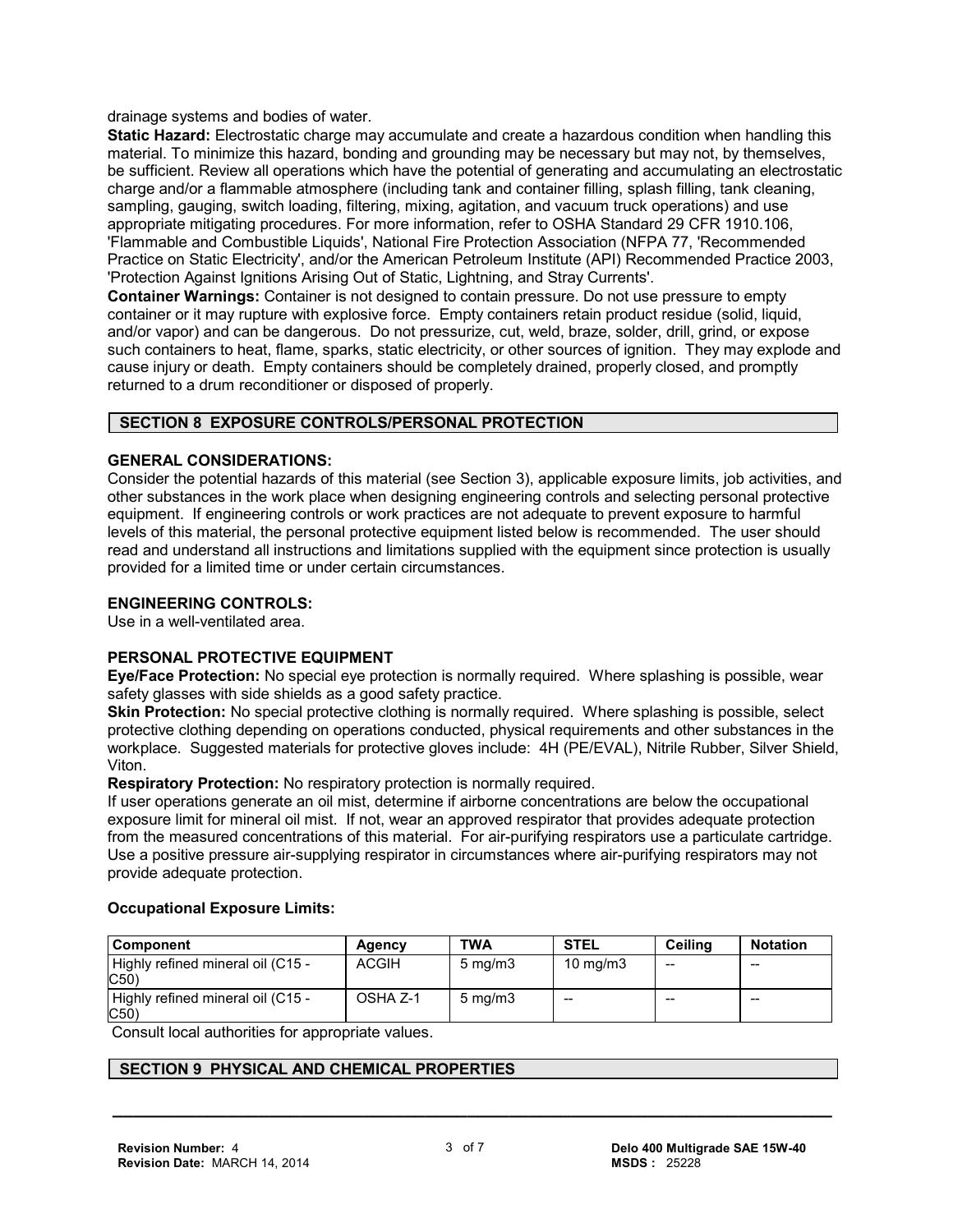drainage systems and bodies of water.

**Static Hazard:** Electrostatic charge may accumulate and create a hazardous condition when handling this material. To minimize this hazard, bonding and grounding may be necessary but may not, by themselves, be sufficient. Review all operations which have the potential of generating and accumulating an electrostatic charge and/or a flammable atmosphere (including tank and container filling, splash filling, tank cleaning, sampling, gauging, switch loading, filtering, mixing, agitation, and vacuum truck operations) and use appropriate mitigating procedures. For more information, refer to OSHA Standard 29 CFR 1910.106, 'Flammable and Combustible Liquids', National Fire Protection Association (NFPA 77, 'Recommended Practice on Static Electricity', and/or the American Petroleum Institute (API) Recommended Practice 2003, 'Protection Against Ignitions Arising Out of Static, Lightning, and Stray Currents'.

**Container Warnings:** Container is not designed to contain pressure. Do not use pressure to empty container or it may rupture with explosive force. Empty containers retain product residue (solid, liquid, and/or vapor) and can be dangerous. Do not pressurize, cut, weld, braze, solder, drill, grind, or expose such containers to heat, flame, sparks, static electricity, or other sources of ignition. They may explode and cause injury or death. Empty containers should be completely drained, properly closed, and promptly returned to a drum reconditioner or disposed of properly.

## SECTION 8 EXPOSURE CONTROLS/PERSONAL PROTECTION

### GENERAL CONSIDERATIONS:

Consider the potential hazards of this material (see Section 3), applicable exposure limits, job activities, and other substances in the work place when designing engineering controls and selecting personal protective equipment. If engineering controls or work practices are not adequate to prevent exposure to harmful levels of this material, the personal protective equipment listed below is recommended. The user should read and understand all instructions and limitations supplied with the equipment since protection is usually provided for a limited time or under certain circumstances.

### ENGINEERING CONTROLS:

Use in a well-ventilated area.

### PERSONAL PROTECTIVE EQUIPMENT

**Eye/Face Protection:** No special eye protection is normally required. Where splashing is possible, wear safety glasses with side shields as a good safety practice.

**Skin Protection:** No special protective clothing is normally required. Where splashing is possible, select protective clothing depending on operations conducted, physical requirements and other substances in the workplace. Suggested materials for protective gloves include: 4H (PE/EVAL), Nitrile Rubber, Silver Shield, Viton.

**Respiratory Protection:** No respiratory protection is normally required.

If user operations generate an oil mist, determine if airborne concentrations are below the occupational exposure limit for mineral oil mist. If not, wear an approved respirator that provides adequate protection from the measured concentrations of this material. For air-purifying respirators use a particulate cartridge. Use a positive pressure air-supplying respirator in circumstances where air-purifying respirators may not provide adequate protection.

### Occupational Exposure Limits:

| Component | Agency | TWA | STEL | Ceiling | Notation |
|---|---|---|---|---|---|
| Highly refined mineral oil (C15 - C50) | ACGIH | 5 mg/m3 | 10 mg/m3 | -- | -- |
| Highly refined mineral oil (C15 - C50) | OSHA Z-1 | 5 mg/m3 | -- | -- | -- |

Consult local authorities for appropriate values.

## SECTION 9 PHYSICAL AND CHEMICAL PROPERTIES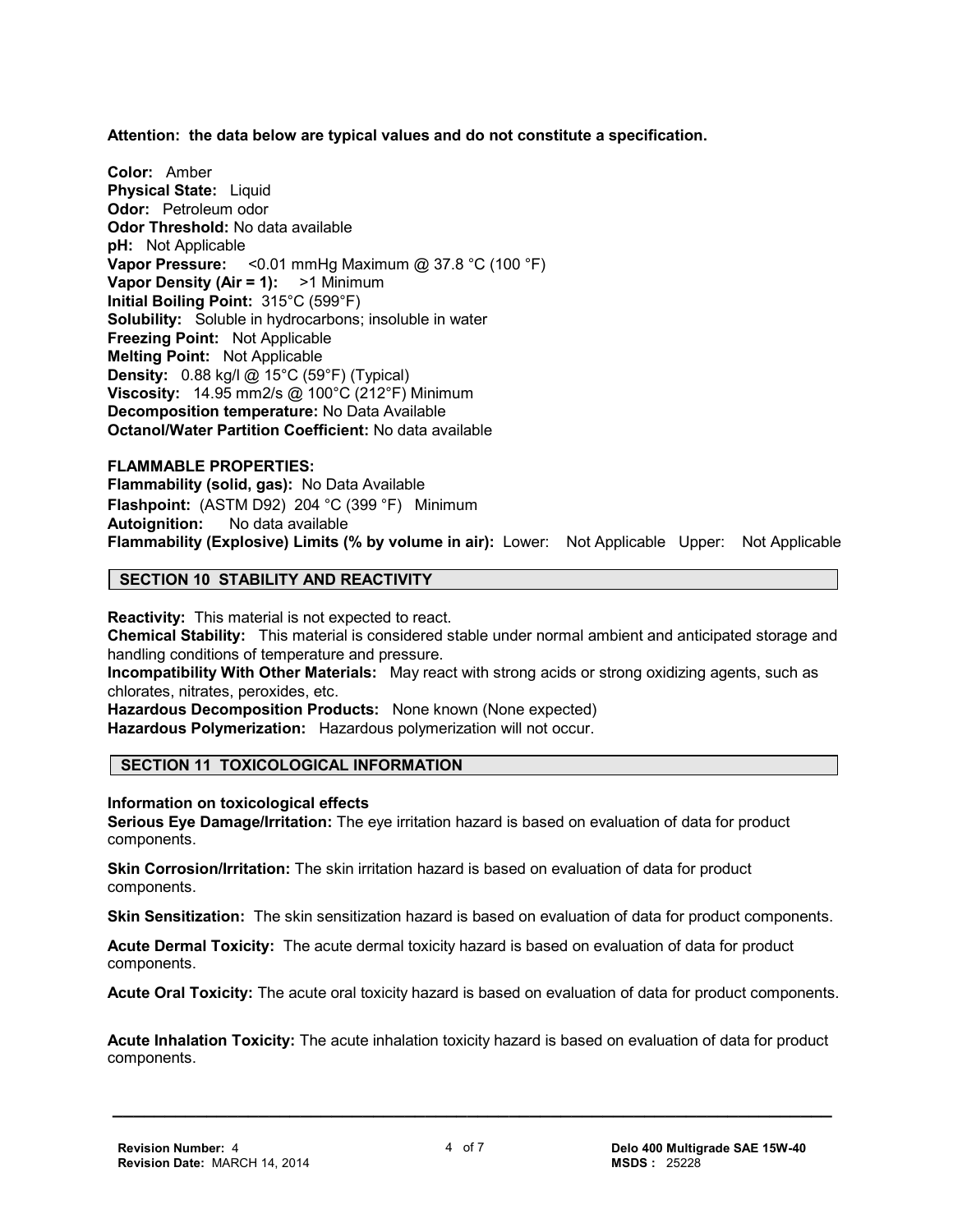**Attention: the data below are typical values and do not constitute a specification.**

**Color:** Amber
**Physical State:** Liquid
**Odor:** Petroleum odor
**Odor Threshold:** No data available
**pH:** Not Applicable
**Vapor Pressure:** <0.01 mmHg Maximum @ 37.8 °C (100 °F)
**Vapor Density (Air = 1):** >1 Minimum
**Initial Boiling Point:** 315°C (599°F)
**Solubility:** Soluble in hydrocarbons; insoluble in water
**Freezing Point:** Not Applicable
**Melting Point:** Not Applicable
**Density:** 0.88 kg/l @ 15°C (59°F) (Typical)
**Viscosity:** 14.95 mm2/s @ 100°C (212°F) Minimum
**Decomposition temperature:** No Data Available
**Octanol/Water Partition Coefficient:** No data available

**FLAMMABLE PROPERTIES:**
**Flammability (solid, gas):** No Data Available
**Flashpoint:** (ASTM D92) 204 °C (399 °F) Minimum
**Autoignition:** No data available
**Flammability (Explosive) Limits (% by volume in air):** Lower: Not Applicable Upper: Not Applicable

## SECTION 10 STABILITY AND REACTIVITY

**Reactivity:** This material is not expected to react.
**Chemical Stability:** This material is considered stable under normal ambient and anticipated storage and handling conditions of temperature and pressure.
**Incompatibility With Other Materials:** May react with strong acids or strong oxidizing agents, such as chlorates, nitrates, peroxides, etc.
**Hazardous Decomposition Products:** None known (None expected)
**Hazardous Polymerization:** Hazardous polymerization will not occur.

## SECTION 11 TOXICOLOGICAL INFORMATION

**Information on toxicological effects**
**Serious Eye Damage/Irritation:** The eye irritation hazard is based on evaluation of data for product components.

**Skin Corrosion/Irritation:** The skin irritation hazard is based on evaluation of data for product components.

**Skin Sensitization:** The skin sensitization hazard is based on evaluation of data for product components.

**Acute Dermal Toxicity:** The acute dermal toxicity hazard is based on evaluation of data for product components.

**Acute Oral Toxicity:** The acute oral toxicity hazard is based on evaluation of data for product components.

**Acute Inhalation Toxicity:** The acute inhalation toxicity hazard is based on evaluation of data for product components.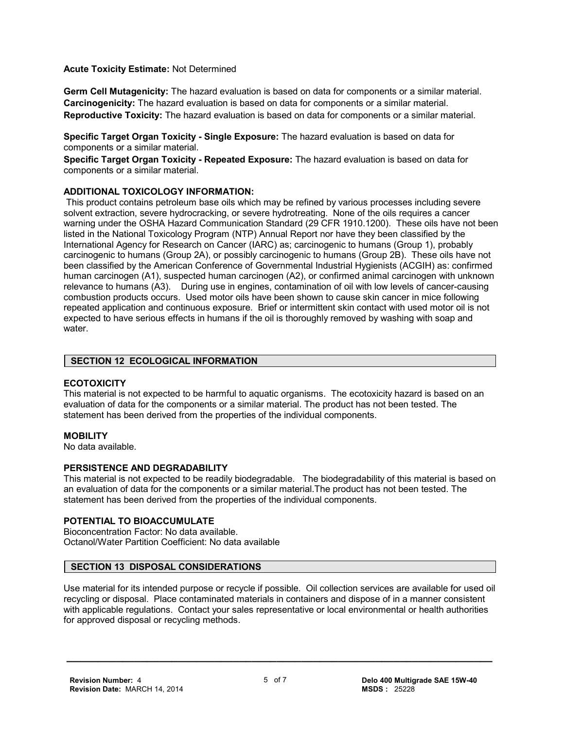**Acute Toxicity Estimate:** Not Determined

**Germ Cell Mutagenicity:** The hazard evaluation is based on data for components or a similar material.
**Carcinogenicity:** The hazard evaluation is based on data for components or a similar material.
**Reproductive Toxicity:** The hazard evaluation is based on data for components or a similar material.

**Specific Target Organ Toxicity - Single Exposure:** The hazard evaluation is based on data for components or a similar material.
**Specific Target Organ Toxicity - Repeated Exposure:** The hazard evaluation is based on data for components or a similar material.

**ADDITIONAL TOXICOLOGY INFORMATION:**
This product contains petroleum base oils which may be refined by various processes including severe solvent extraction, severe hydrocracking, or severe hydrotreating. None of the oils requires a cancer warning under the OSHA Hazard Communication Standard (29 CFR 1910.1200). These oils have not been listed in the National Toxicology Program (NTP) Annual Report nor have they been classified by the International Agency for Research on Cancer (IARC) as; carcinogenic to humans (Group 1), probably carcinogenic to humans (Group 2A), or possibly carcinogenic to humans (Group 2B). These oils have not been classified by the American Conference of Governmental Industrial Hygienists (ACGIH) as: confirmed human carcinogen (A1), suspected human carcinogen (A2), or confirmed animal carcinogen with unknown relevance to humans (A3). During use in engines, contamination of oil with low levels of cancer-causing combustion products occurs. Used motor oils have been shown to cause skin cancer in mice following repeated application and continuous exposure. Brief or intermittent skin contact with used motor oil is not expected to have serious effects in humans if the oil is thoroughly removed by washing with soap and water.

## SECTION 12 ECOLOGICAL INFORMATION

**ECOTOXICITY**
This material is not expected to be harmful to aquatic organisms. The ecotoxicity hazard is based on an evaluation of data for the components or a similar material. The product has not been tested. The statement has been derived from the properties of the individual components.

**MOBILITY**
No data available.

**PERSISTENCE AND DEGRADABILITY**
This material is not expected to be readily biodegradable. The biodegradability of this material is based on an evaluation of data for the components or a similar material.The product has not been tested. The statement has been derived from the properties of the individual components.

**POTENTIAL TO BIOACCUMULATE**
Bioconcentration Factor: No data available.
Octanol/Water Partition Coefficient: No data available

## SECTION 13 DISPOSAL CONSIDERATIONS

Use material for its intended purpose or recycle if possible. Oil collection services are available for used oil recycling or disposal. Place contaminated materials in containers and dispose of in a manner consistent with applicable regulations. Contact your sales representative or local environmental or health authorities for approved disposal or recycling methods.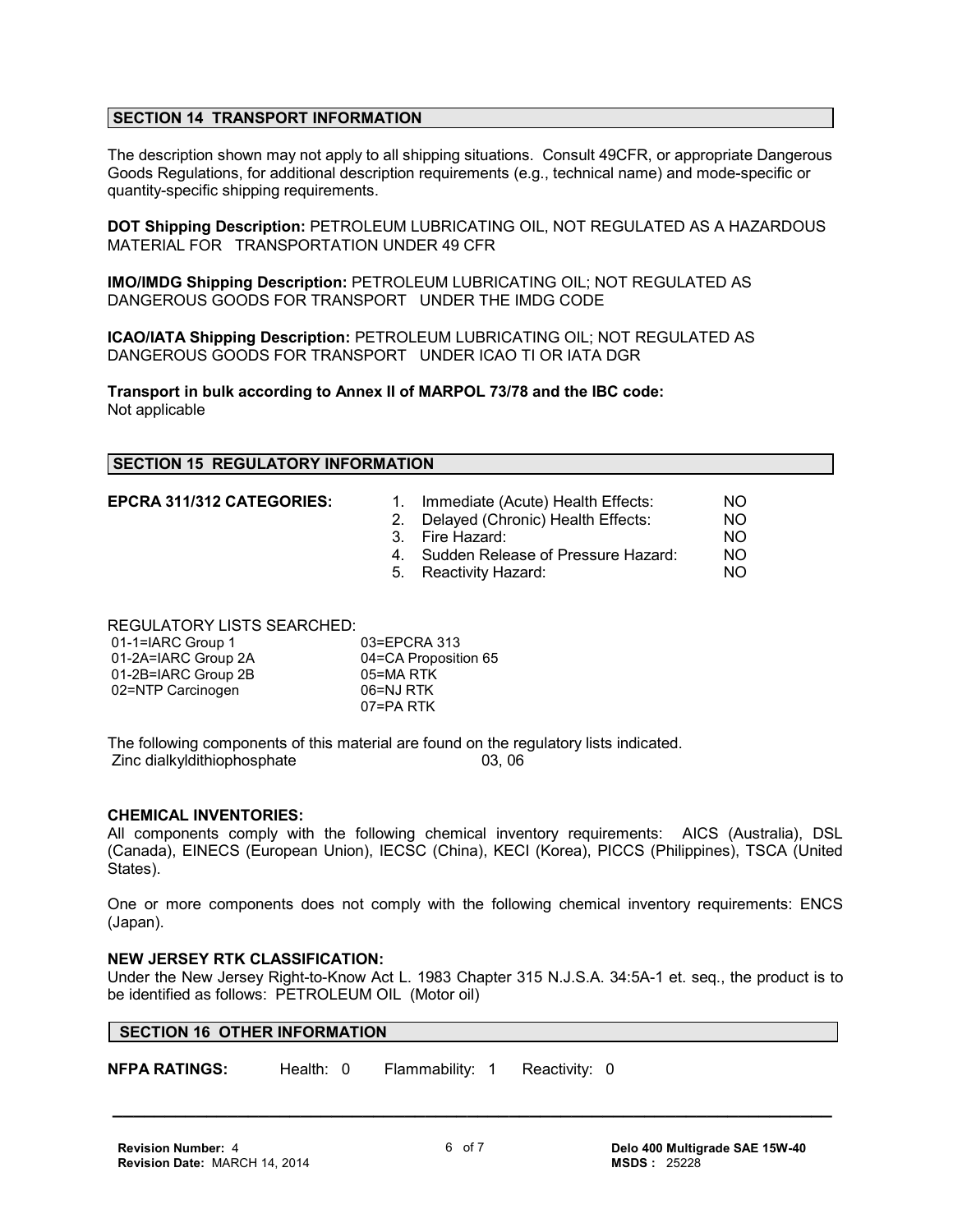## SECTION 14 TRANSPORT INFORMATION

The description shown may not apply to all shipping situations. Consult 49CFR, or appropriate Dangerous Goods Regulations, for additional description requirements (e.g., technical name) and mode-specific or quantity-specific shipping requirements.

**DOT Shipping Description:** PETROLEUM LUBRICATING OIL, NOT REGULATED AS A HAZARDOUS MATERIAL FOR TRANSPORTATION UNDER 49 CFR

**IMO/IMDG Shipping Description:** PETROLEUM LUBRICATING OIL; NOT REGULATED AS DANGEROUS GOODS FOR TRANSPORT UNDER THE IMDG CODE

**ICAO/IATA Shipping Description:** PETROLEUM LUBRICATING OIL; NOT REGULATED AS DANGEROUS GOODS FOR TRANSPORT UNDER ICAO TI OR IATA DGR

**Transport in bulk according to Annex II of MARPOL 73/78 and the IBC code:**
Not applicable

## SECTION 15 REGULATORY INFORMATION

**EPCRA 311/312 CATEGORIES:**

| | | |
|---|---|---|
| 1. | Immediate (Acute) Health Effects: | NO |
| 2. | Delayed (Chronic) Health Effects: | NO |
| 3. | Fire Hazard: | NO |
| 4. | Sudden Release of Pressure Hazard: | NO |
| 5. | Reactivity Hazard: | NO |

REGULATORY LISTS SEARCHED:

| | |
|---|---|
| 01-1=IARC Group 1 | 03=EPCRA 313 |
| 01-2A=IARC Group 2A | 04=CA Proposition 65 |
| 01-2B=IARC Group 2B | 05=MA RTK |
| 02=NTP Carcinogen | 06=NJ RTK |
| | 07=PA RTK |

The following components of this material are found on the regulatory lists indicated.

| | |
|---|---|
| Zinc dialkyldithiophosphate | 03, 06 |

**CHEMICAL INVENTORIES:**

All components comply with the following chemical inventory requirements: AICS (Australia), DSL (Canada), EINECS (European Union), IECSC (China), KECI (Korea), PICCS (Philippines), TSCA (United States).

One or more components does not comply with the following chemical inventory requirements: ENCS (Japan).

**NEW JERSEY RTK CLASSIFICATION:**

Under the New Jersey Right-to-Know Act L. 1983 Chapter 315 N.J.S.A. 34:5A-1 et. seq., the product is to be identified as follows: PETROLEUM OIL (Motor oil)

## SECTION 16 OTHER INFORMATION

**NFPA RATINGS:** Health: 0 Flammability: 1 Reactivity: 0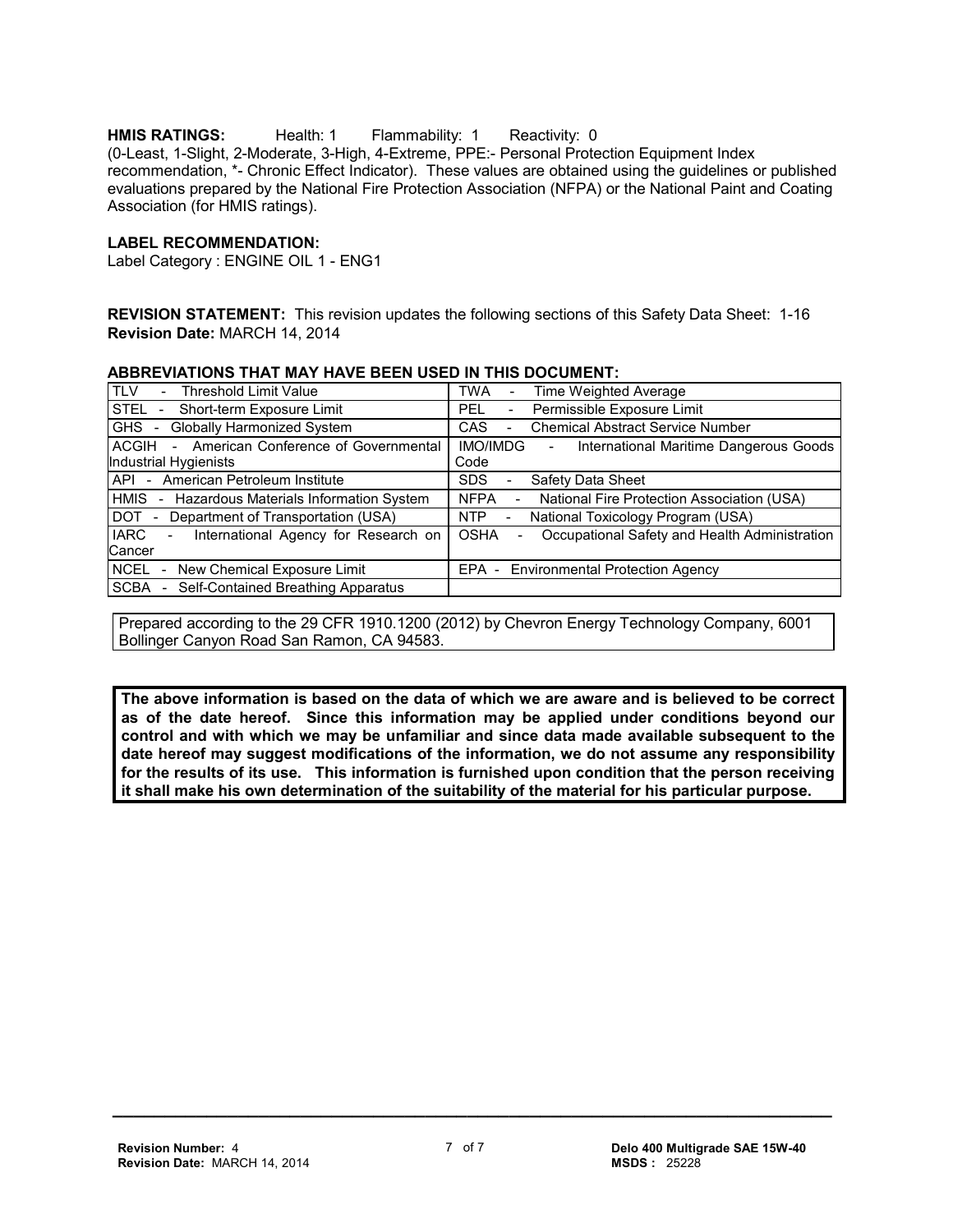**HMIS RATINGS:** Health: 1 Flammability: 1 Reactivity: 0

(0-Least, 1-Slight, 2-Moderate, 3-High, 4-Extreme, PPE:- Personal Protection Equipment Index recommendation, *- Chronic Effect Indicator). These values are obtained using the guidelines or published evaluations prepared by the National Fire Protection Association (NFPA) or the National Paint and Coating Association (for HMIS ratings).

**LABEL RECOMMENDATION:**

Label Category : ENGINE OIL 1 - ENG1

**REVISION STATEMENT:** This revision updates the following sections of this Safety Data Sheet: 1-16

**Revision Date:** MARCH 14, 2014

**ABBREVIATIONS THAT MAY HAVE BEEN USED IN THIS DOCUMENT:**

| | |
|---|---|
| TLV - Threshold Limit Value | TWA - Time Weighted Average |
| STEL - Short-term Exposure Limit | PEL - Permissible Exposure Limit |
| GHS - Globally Harmonized System | CAS - Chemical Abstract Service Number |
| ACGIH - American Conference of Governmental Industrial Hygienists | IMO/IMDG - International Maritime Dangerous Goods Code |
| API - American Petroleum Institute | SDS - Safety Data Sheet |
| HMIS - Hazardous Materials Information System | NFPA - National Fire Protection Association (USA) |
| DOT - Department of Transportation (USA) | NTP - National Toxicology Program (USA) |
| IARC - International Agency for Research on Cancer | OSHA - Occupational Safety and Health Administration |
| NCEL - New Chemical Exposure Limit | EPA - Environmental Protection Agency |
| SCBA - Self-Contained Breathing Apparatus | |

Prepared according to the 29 CFR 1910.1200 (2012) by Chevron Energy Technology Company, 6001 Bollinger Canyon Road San Ramon, CA 94583.

**The above information is based on the data of which we are aware and is believed to be correct as of the date hereof. Since this information may be applied under conditions beyond our control and with which we may be unfamiliar and since data made available subsequent to the date hereof may suggest modifications of the information, we do not assume any responsibility for the results of its use. This information is furnished upon condition that the person receiving it shall make his own determination of the suitability of the material for his particular purpose.**